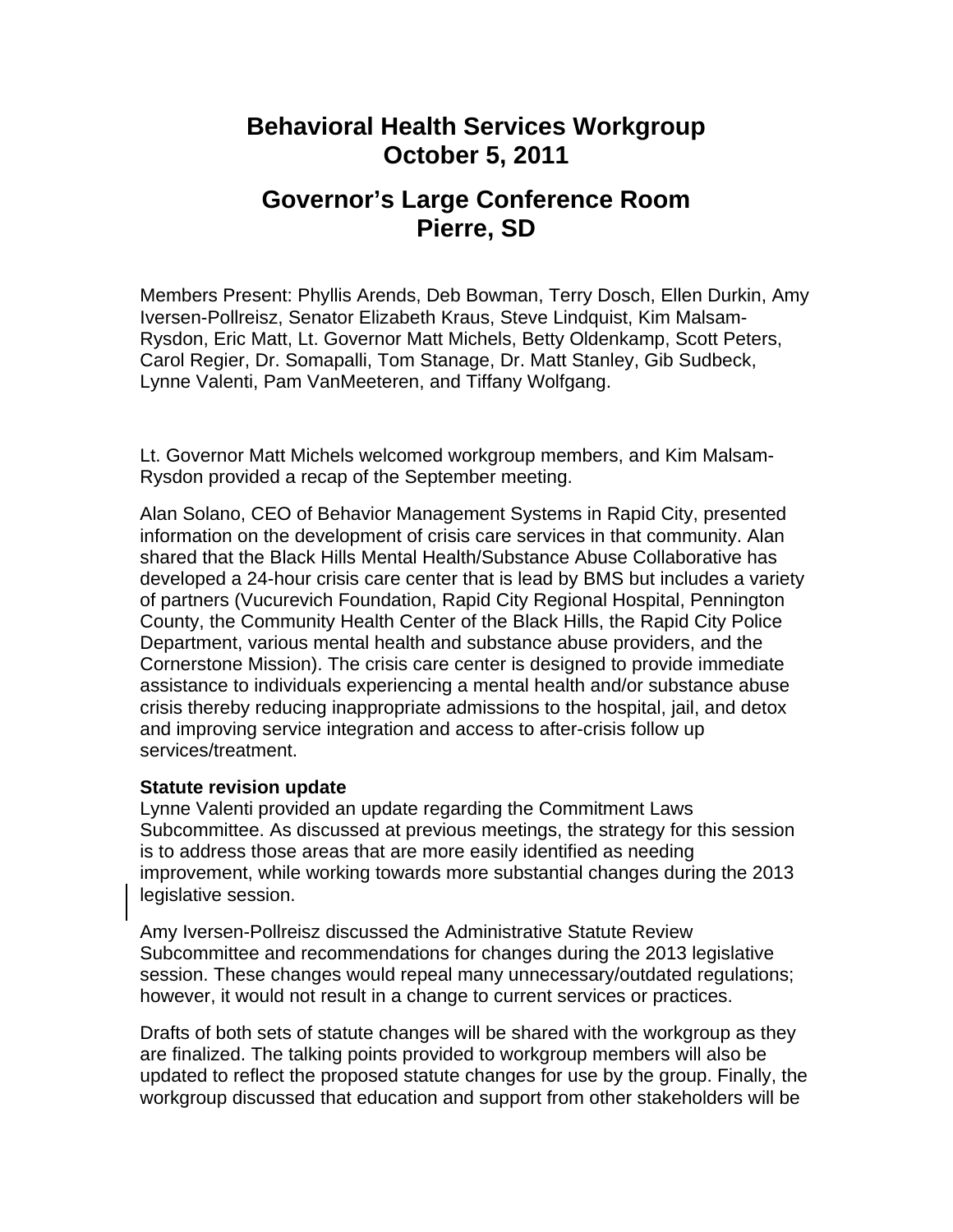# Behavioral Health Services Workgroup
# October 5, 2011

# Governor's Large Conference Room
# Pierre, SD

Members Present: Phyllis Arends, Deb Bowman, Terry Dosch, Ellen Durkin, Amy Iversen-Pollreisz, Senator Elizabeth Kraus, Steve Lindquist, Kim Malsam-Rysdon, Eric Matt, Lt. Governor Matt Michels, Betty Oldenkamp, Scott Peters, Carol Regier, Dr. Somapalli, Tom Stanage, Dr. Matt Stanley, Gib Sudbeck, Lynne Valenti, Pam VanMeeteren, and Tiffany Wolfgang.

Lt. Governor Matt Michels welcomed workgroup members, and Kim Malsam-Rysdon provided a recap of the September meeting.

Alan Solano, CEO of Behavior Management Systems in Rapid City, presented information on the development of crisis care services in that community. Alan shared that the Black Hills Mental Health/Substance Abuse Collaborative has developed a 24-hour crisis care center that is lead by BMS but includes a variety of partners (Vucurevich Foundation, Rapid City Regional Hospital, Pennington County, the Community Health Center of the Black Hills, the Rapid City Police Department, various mental health and substance abuse providers, and the Cornerstone Mission). The crisis care center is designed to provide immediate assistance to individuals experiencing a mental health and/or substance abuse crisis thereby reducing inappropriate admissions to the hospital, jail, and detox and improving service integration and access to after-crisis follow up services/treatment.

**Statute revision update**

Lynne Valenti provided an update regarding the Commitment Laws Subcommittee. As discussed at previous meetings, the strategy for this session is to address those areas that are more easily identified as needing improvement, while working towards more substantial changes during the 2013 legislative session.

Amy Iversen-Pollreisz discussed the Administrative Statute Review Subcommittee and recommendations for changes during the 2013 legislative session. These changes would repeal many unnecessary/outdated regulations; however, it would not result in a change to current services or practices.

Drafts of both sets of statute changes will be shared with the workgroup as they are finalized. The talking points provided to workgroup members will also be updated to reflect the proposed statute changes for use by the group. Finally, the workgroup discussed that education and support from other stakeholders will be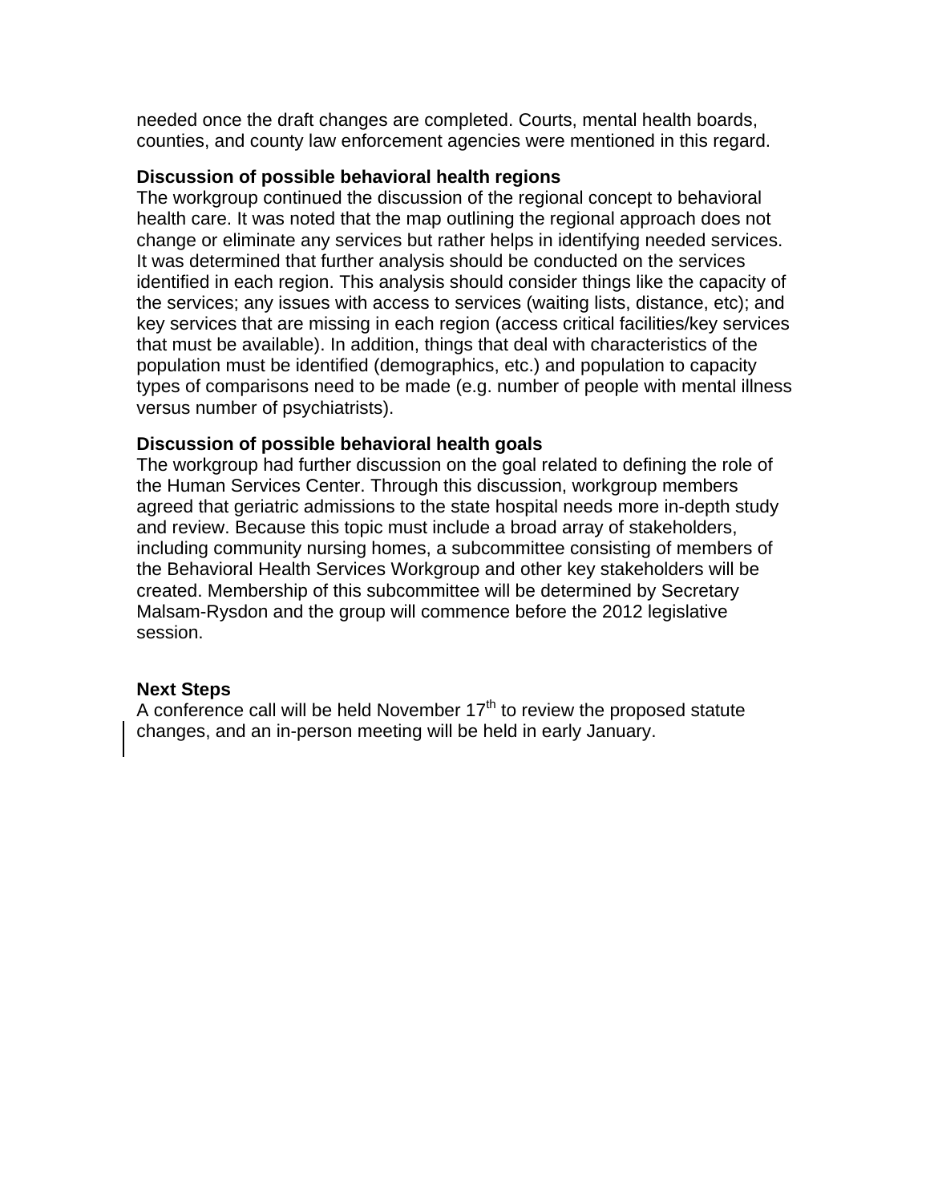needed once the draft changes are completed. Courts, mental health boards, counties, and county law enforcement agencies were mentioned in this regard.

**Discussion of possible behavioral health regions**
The workgroup continued the discussion of the regional concept to behavioral health care. It was noted that the map outlining the regional approach does not change or eliminate any services but rather helps in identifying needed services. It was determined that further analysis should be conducted on the services identified in each region. This analysis should consider things like the capacity of the services; any issues with access to services (waiting lists, distance, etc); and key services that are missing in each region (access critical facilities/key services that must be available). In addition, things that deal with characteristics of the population must be identified (demographics, etc.) and population to capacity types of comparisons need to be made (e.g. number of people with mental illness versus number of psychiatrists).

**Discussion of possible behavioral health goals**
The workgroup had further discussion on the goal related to defining the role of the Human Services Center. Through this discussion, workgroup members agreed that geriatric admissions to the state hospital needs more in-depth study and review. Because this topic must include a broad array of stakeholders, including community nursing homes, a subcommittee consisting of members of the Behavioral Health Services Workgroup and other key stakeholders will be created. Membership of this subcommittee will be determined by Secretary Malsam-Rysdon and the group will commence before the 2012 legislative session.

**Next Steps**
A conference call will be held November 17th to review the proposed statute changes, and an in-person meeting will be held in early January.